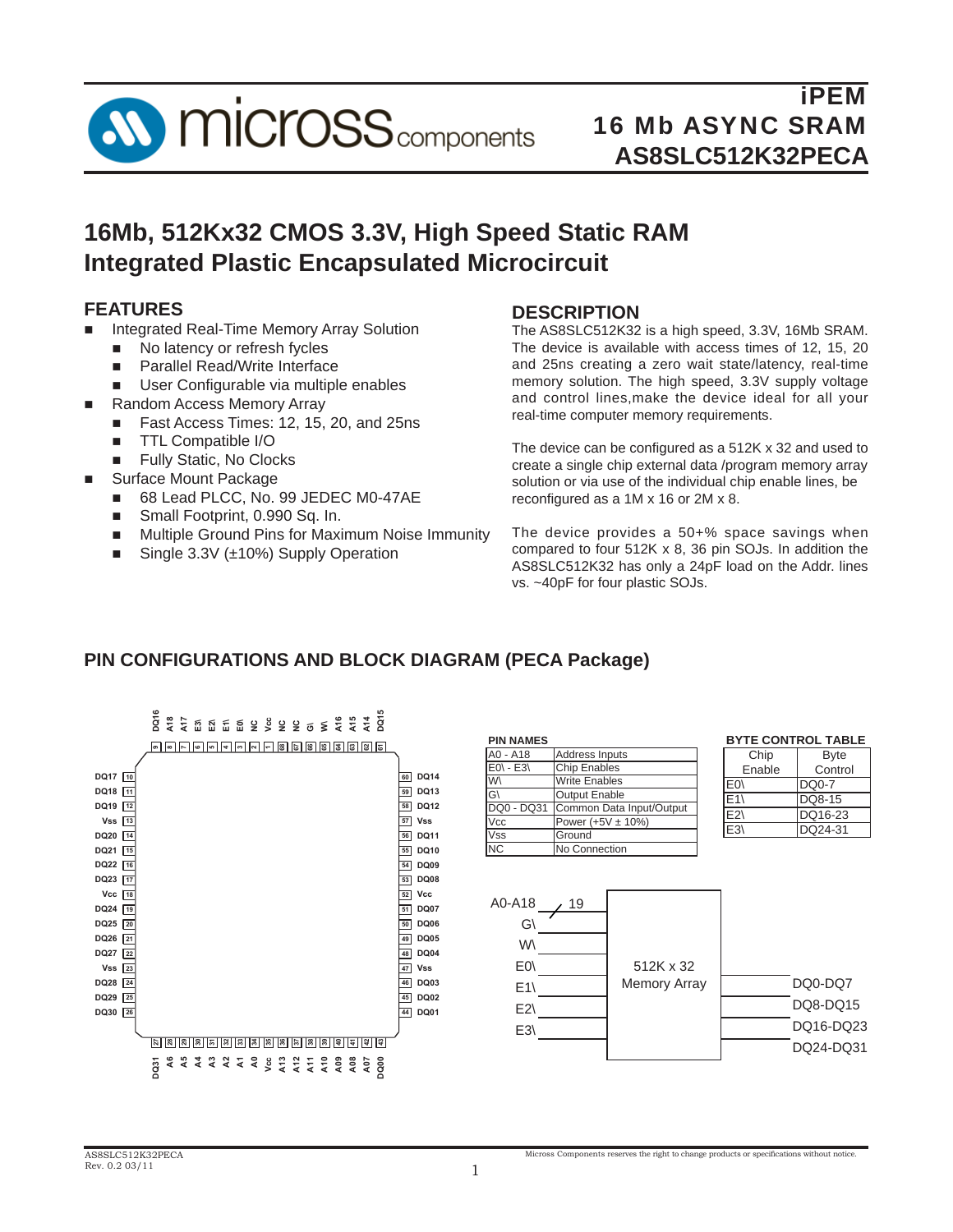# iPEM
# 16 Mb ASYNC SRAM
# AS8SLC512K32PECA

## 16Mb, 512Kx32 CMOS 3.3V, High Speed Static RAM Integrated Plastic Encapsulated Microcircuit

## FEATURES

- Integrated Real-Time Memory Array Solution
  - No latency or refresh fycles
  - Parallel Read/Write Interface
  - User Configurable via multiple enables
- Random Access Memory Array
  - Fast Access Times: 12, 15, 20, and 25ns
  - TTL Compatible I/O
  - Fully Static, No Clocks
- Surface Mount Package
  - 68 Lead PLCC, No. 99 JEDEC M0-47AE
  - Small Footprint, 0.990 Sq. In.
  - Multiple Ground Pins for Maximum Noise Immunity
  - Single 3.3V (±10%) Supply Operation

## DESCRIPTION

The AS8SLC512K32 is a high speed, 3.3V, 16Mb SRAM. The device is available with access times of 12, 15, 20 and 25ns creating a zero wait state/latency, real-time memory solution. The high speed, 3.3V supply voltage and control lines,make the device ideal for all your real-time computer memory requirements.

The device can be configured as a 512K x 32 and used to create a single chip external data /program memory array solution or via use of the individual chip enable lines, be reconfigured as a 1M x 16 or 2M x 8.

The device provides a 50+% space savings when compared to four 512K x 8, 36 pin SOJs. In addition the AS8SLC512K32 has only a 24pF load on the Addr. lines vs. ~40pF for four plastic SOJs.

## PIN CONFIGURATIONS AND BLOCK DIAGRAM (PECA Package)

Top pins (9 down to 1, then 68 down to 61): DQ16, A18, A17, E3\, E2\, E1\, E0\, NC, Vcc, NC, NC, G\, W\, A16, A15, A14, DQ15

| Left Pin | No. | | No. | Right Pin |
|---|---|---|---|---|
| DQ17 | 10 | | 60 | DQ14 |
| DQ18 | 11 | | 59 | DQ13 |
| DQ19 | 12 | | 58 | DQ12 |
| Vss | 13 | | 57 | Vss |
| DQ20 | 14 | | 56 | DQ11 |
| DQ21 | 15 | | 55 | DQ10 |
| DQ22 | 16 | | 54 | DQ09 |
| DQ23 | 17 | | 53 | DQ08 |
| Vcc | 18 | | 52 | Vcc |
| DQ24 | 19 | | 51 | DQ07 |
| DQ25 | 20 | | 50 | DQ06 |
| DQ26 | 21 | | 49 | DQ05 |
| DQ27 | 22 | | 48 | DQ04 |
| Vss | 23 | | 47 | Vss |
| DQ28 | 24 | | 46 | DQ03 |
| DQ29 | 25 | | 45 | DQ02 |
| DQ30 | 26 | | 44 | DQ01 |

Bottom pins (27 to 43): DQ31, A6, A5, A4, A3, A2, A1, A0, Vcc, A13, A12, A11, A10, A09, A08, A07, DQ00

**PIN NAMES**

| Pin | Name |
|---|---|
| A0 - A18 | Address Inputs |
| E0\ - E3\ | Chip Enables |
| W\ | Write Enables |
| G\ | Output Enable |
| DQ0 - DQ31 | Common Data Input/Output |
| Vcc | Power (+5V ± 10%) |
| Vss | Ground |
| NC | No Connection |

**BYTE CONTROL TABLE**

| Chip Enable | Byte Control |
|---|---|
| E0\ | DQ0-7 |
| E1\ | DQ8-15 |
| E2\ | DQ16-23 |
| E3\ | DQ24-31 |

Block diagram: Inputs A0-A18 (19), G\, W\, E0\, E1\, E2\, E3\ → 512K x 32 Memory Array → DQ0-DQ7, DQ8-DQ15, DQ16-DQ23, DQ24-DQ31

AS8SLC512K32PECA
Rev. 0.2 03/11

Micross Components reserves the right to change products or specifications without notice.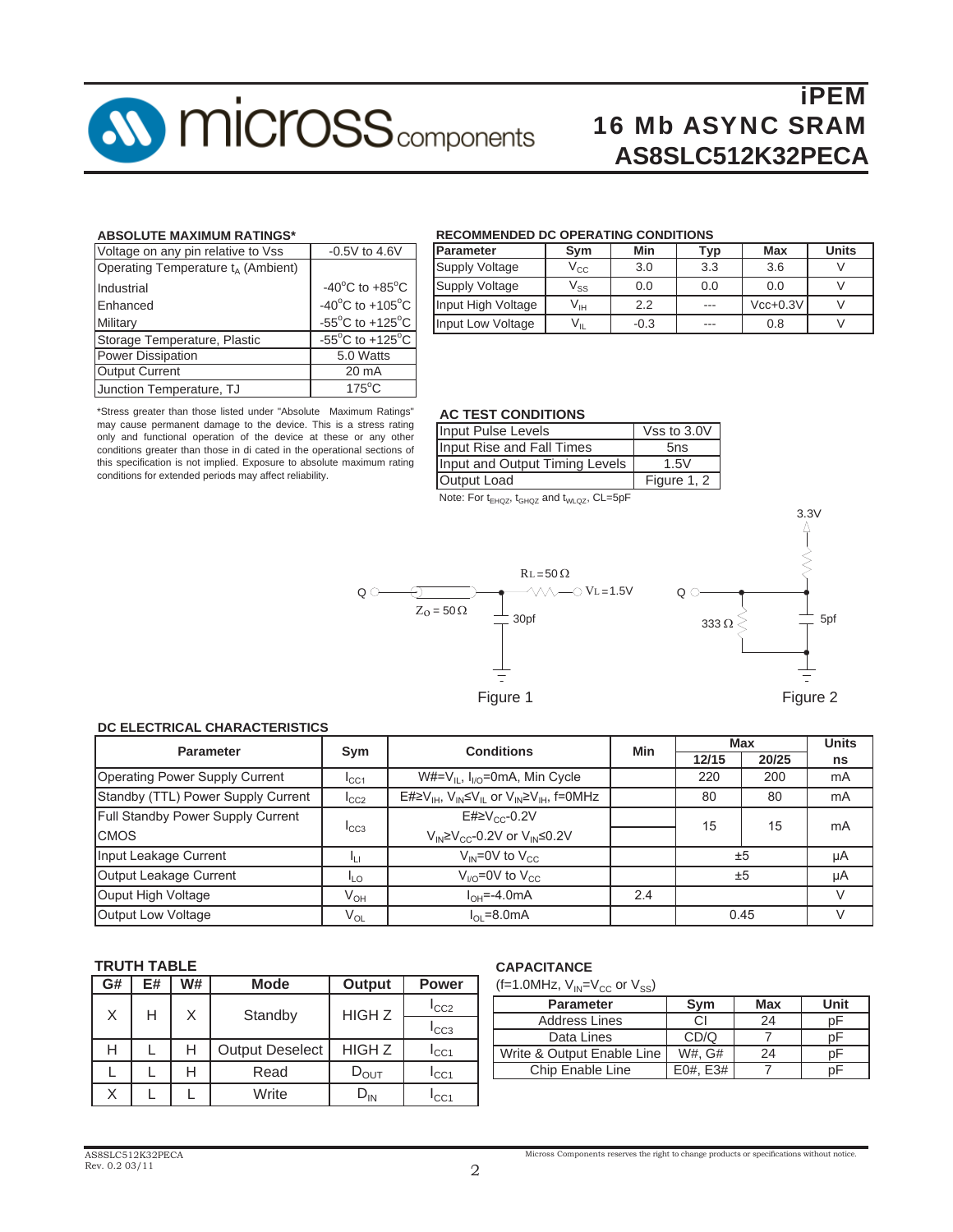### ABSOLUTE MAXIMUM RATINGS*

| Parameter | Rating |
|---|---|
| Voltage on any pin relative to Vss | -0.5V to 4.6V |
| Operating Temperature $t_A$ (Ambient) | |
| Industrial | -40°C to +85°C |
| Enhanced | -40°C to +105°C |
| Military | -55°C to +125°C |
| Storage Temperature, Plastic | -55°C to +125°C |
| Power Dissipation | 5.0 Watts |
| Output Current | 20 mA |
| Junction Temperature, TJ | 175°C |

*Stress greater than those listed under "Absolute Maximum Ratings" may cause permanent damage to the device. This is a stress rating only and functional operation of the device at these or any other conditions greater than those in di cated in the operational sections of this specification is not implied. Exposure to absolute maximum rating conditions for extended periods may affect reliability.

### RECOMMENDED DC OPERATING CONDITIONS

| Parameter | Sym | Min | Typ | Max | Units |
|---|---|---|---|---|---|
| Supply Voltage | $V_{CC}$ | 3.0 | 3.3 | 3.6 | V |
| Supply Voltage | $V_{SS}$ | 0.0 | 0.0 | 0.0 | V |
| Input High Voltage | $V_{IH}$ | 2.2 | --- | Vcc+0.3V | V |
| Input Low Voltage | $V_{IL}$ | -0.3 | --- | 0.8 | V |

### AC TEST CONDITIONS

| Parameter | Value |
|---|---|
| Input Pulse Levels | Vss to 3.0V |
| Input Rise and Fall Times | 5ns |
| Input and Output Timing Levels | 1.5V |
| Output Load | Figure 1, 2 |

Note: For $t_{EHQZ}$, $t_{GHQZ}$ and $t_{WLQZ}$, CL=5pF

Figure 1 (Q, $Z_O = 50\Omega$, $R_L = 50\Omega$, $V_L = 1.5V$, 30pf)

Figure 2 (Q, 3.3V, 333 Ω, 5pf)

### DC ELECTRICAL CHARACTERISTICS

| Parameter | Sym | Conditions | Min | Max 12/15 | Max 20/25 | Units ns |
|---|---|---|---|---|---|---|
| Operating Power Supply Current | $I_{CC1}$ | W#=$V_{IL}$, $I_{I/O}$=0mA, Min Cycle | | 220 | 200 | mA |
| Standby (TTL) Power Supply Current | $I_{CC2}$ | E#≥$V_{IH}$, $V_{IN}$≤$V_{IL}$ or $V_{IN}$≥$V_{IH}$, f=0MHz | | 80 | 80 | mA |
| Full Standby Power Supply Current CMOS | $I_{CC3}$ | E#≥$V_{CC}$-0.2V; $V_{IN}$≥$V_{CC}$-0.2V or $V_{IN}$≤0.2V | | 15 | 15 | mA |
| Input Leakage Current | $I_{LI}$ | $V_{IN}$=0V to $V_{CC}$ | | ±5 | | μA |
| Output Leakage Current | $I_{LO}$ | $V_{I/O}$=0V to $V_{CC}$ | | ±5 | | μA |
| Ouput High Voltage | $V_{OH}$ | $I_{OH}$=-4.0mA | 2.4 | | | V |
| Output Low Voltage | $V_{OL}$ | $I_{OL}$=8.0mA | | 0.45 | | V |

### TRUTH TABLE

| G# | E# | W# | Mode | Output | Power |
|---|---|---|---|---|---|
| X | H | X | Standby | HIGH Z | $I_{CC2}$, $I_{CC3}$ |
| H | L | H | Output Deselect | HIGH Z | $I_{CC1}$ |
| L | L | H | Read | $D_{OUT}$ | $I_{CC1}$ |
| X | L | L | Write | $D_{IN}$ | $I_{CC1}$ |

### CAPACITANCE

(f=1.0MHz, $V_{IN}$=$V_{CC}$ or $V_{SS}$)

| Parameter | Sym | Max | Unit |
|---|---|---|---|
| Address Lines | CI | 24 | pF |
| Data Lines | CD/Q | 7 | pF |
| Write & Output Enable Line | W#, G# | 24 | pF |
| Chip Enable Line | E0#, E3# | 7 | pF |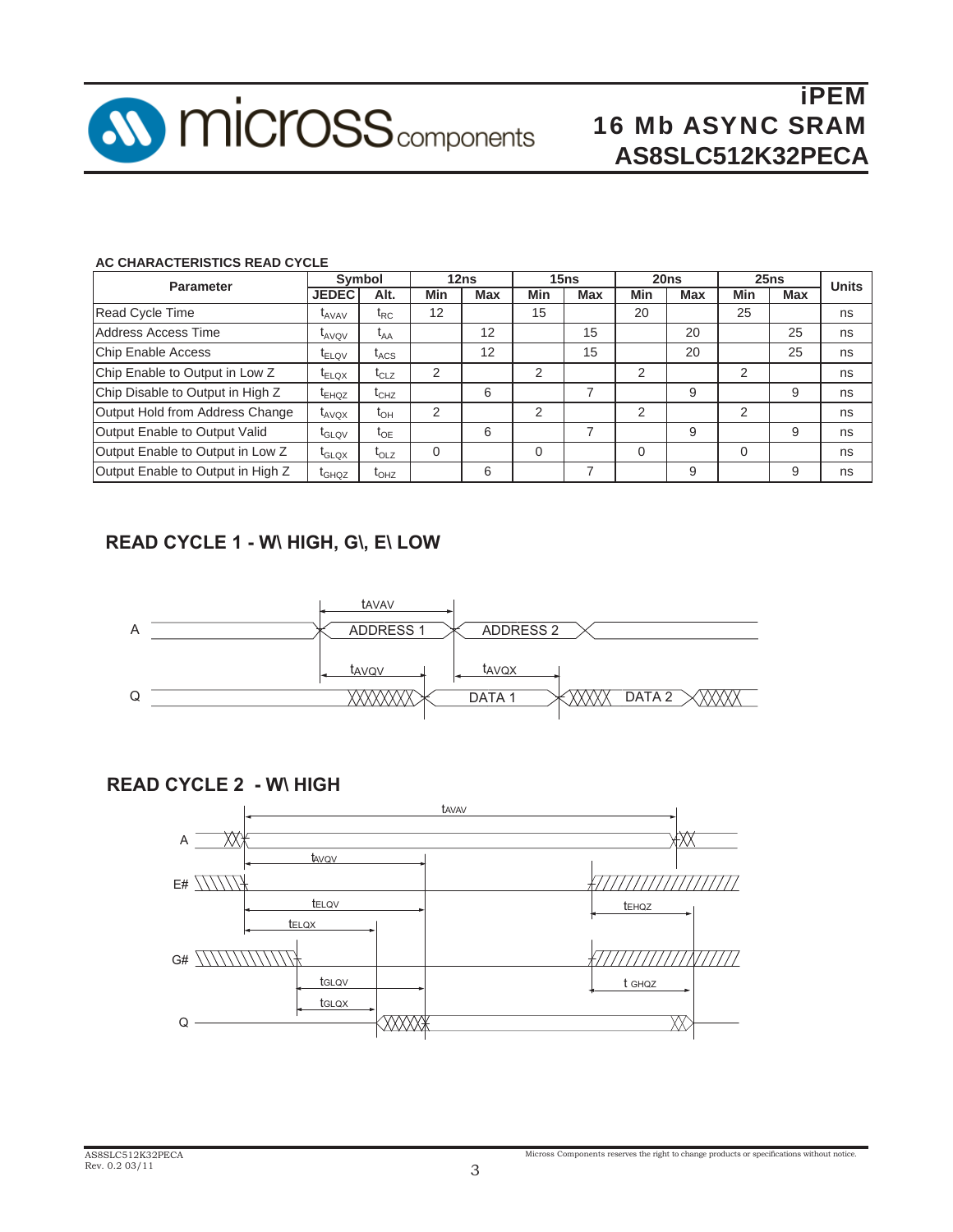### AC CHARACTERISTICS READ CYCLE

| Parameter | Symbol | | 12ns | | 15ns | | 20ns | | 25ns | | Units |
|---|---|---|---|---|---|---|---|---|---|---|---|
| | JEDEC | Alt. | Min | Max | Min | Max | Min | Max | Min | Max | |
| Read Cycle Time | $t_{AVAV}$ | $t_{RC}$ | 12 | | 15 | | 20 | | 25 | | ns |
| Address Access Time | $t_{AVQV}$ | $t_{AA}$ | | 12 | | 15 | | 20 | | 25 | ns |
| Chip Enable Access | $t_{ELQV}$ | $t_{ACS}$ | | 12 | | 15 | | 20 | | 25 | ns |
| Chip Enable to Output in Low Z | $t_{ELQX}$ | $t_{CLZ}$ | 2 | | 2 | | 2 | | 2 | | ns |
| Chip Disable to Output in High Z | $t_{EHQZ}$ | $t_{CHZ}$ | | 6 | | 7 | | 9 | | 9 | ns |
| Output Hold from Address Change | $t_{AVQX}$ | $t_{OH}$ | 2 | | 2 | | 2 | | 2 | | ns |
| Output Enable to Output Valid | $t_{GLQV}$ | $t_{OE}$ | | 6 | | 7 | | 9 | | 9 | ns |
| Output Enable to Output in Low Z | $t_{GLQX}$ | $t_{OLZ}$ | 0 | | 0 | | 0 | | 0 | | ns |
| Output Enable to Output in High Z | $t_{GHQZ}$ | $t_{OHZ}$ | | 6 | | 7 | | 9 | | 9 | ns |

## READ CYCLE 1 - W\ HIGH, G\, E\ LOW

## READ CYCLE 2 - W\ HIGH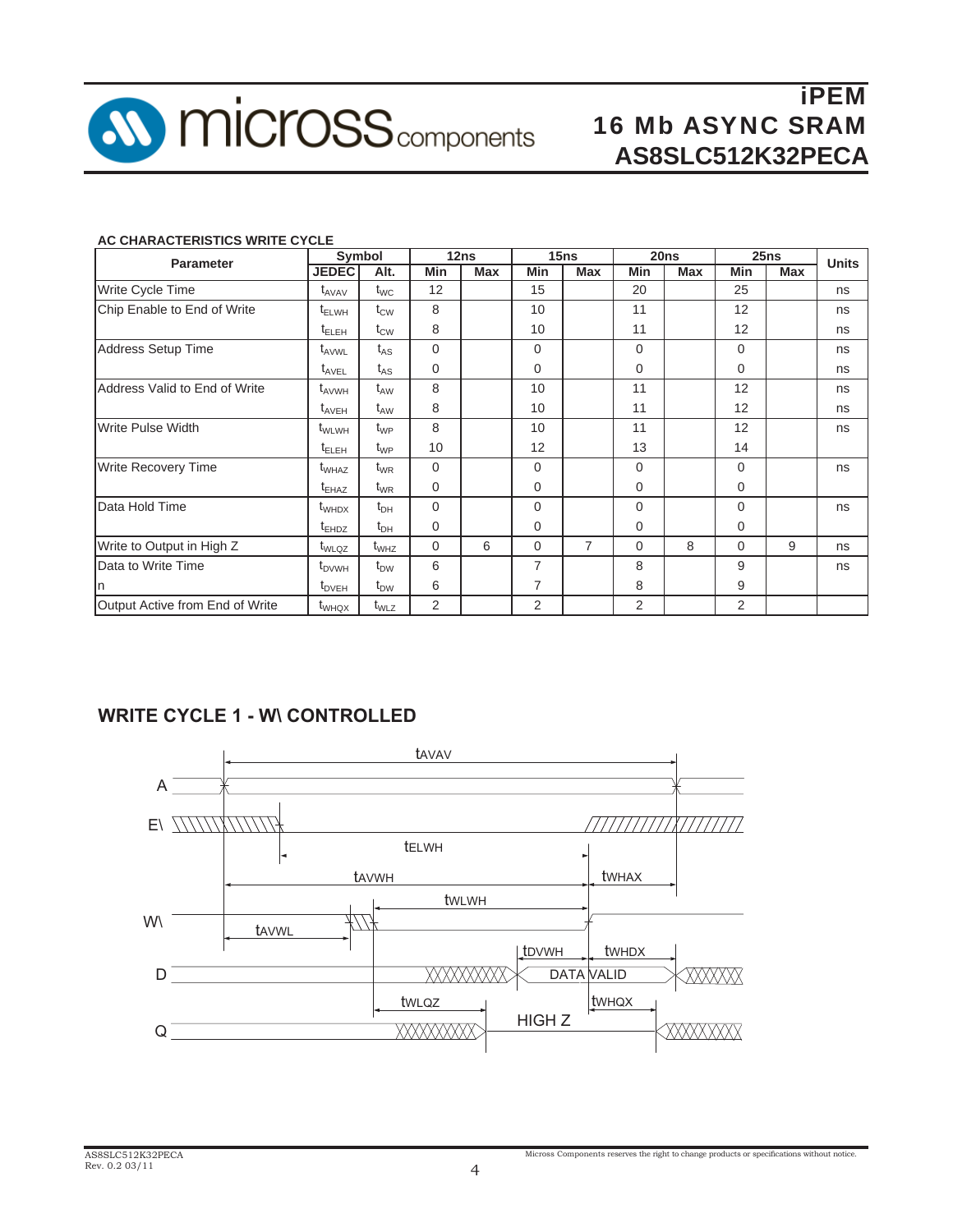**AC CHARACTERISTICS WRITE CYCLE**

| Parameter | Symbol | | 12ns | | 15ns | | 20ns | | 25ns | | Units |
|---|---|---|---|---|---|---|---|---|---|---|---|
| | JEDEC | Alt. | Min | Max | Min | Max | Min | Max | Min | Max | |
| Write Cycle Time | $t_{AVAV}$ | $t_{WC}$ | 12 | | 15 | | 20 | | 25 | | ns |
| Chip Enable to End of Write | $t_{ELWH}$ | $t_{CW}$ | 8 | | 10 | | 11 | | 12 | | ns |
| | $t_{ELEH}$ | $t_{CW}$ | 8 | | 10 | | 11 | | 12 | | ns |
| Address Setup Time | $t_{AVWL}$ | $t_{AS}$ | 0 | | 0 | | 0 | | 0 | | ns |
| | $t_{AVEL}$ | $t_{AS}$ | 0 | | 0 | | 0 | | 0 | | ns |
| Address Valid to End of Write | $t_{AVWH}$ | $t_{AW}$ | 8 | | 10 | | 11 | | 12 | | ns |
| | $t_{AVEH}$ | $t_{AW}$ | 8 | | 10 | | 11 | | 12 | | ns |
| Write Pulse Width | $t_{WLWH}$ | $t_{WP}$ | 8 | | 10 | | 11 | | 12 | | ns |
| | $t_{ELEH}$ | $t_{WP}$ | 10 | | 12 | | 13 | | 14 | | |
| Write Recovery Time | $t_{WHAZ}$ | $t_{WR}$ | 0 | | 0 | | 0 | | 0 | | ns |
| | $t_{EHAZ}$ | $t_{WR}$ | 0 | | 0 | | 0 | | 0 | | |
| Data Hold Time | $t_{WHDX}$ | $t_{DH}$ | 0 | | 0 | | 0 | | 0 | | ns |
| | $t_{EHDZ}$ | $t_{DH}$ | 0 | | 0 | | 0 | | 0 | | |
| Write to Output in High Z | $t_{WLQZ}$ | $t_{WHZ}$ | 0 | 6 | 0 | 7 | 0 | 8 | 0 | 9 | ns |
| Data to Write Time | $t_{DVWH}$ | $t_{DW}$ | 6 | | 7 | | 8 | | 9 | | ns |
| n | $t_{DVEH}$ | $t_{DW}$ | 6 | | 7 | | 8 | | 9 | | |
| Output Active from End of Write | $t_{WHQX}$ | $t_{WLZ}$ | 2 | | 2 | | 2 | | 2 | | |

## WRITE CYCLE 1 - W\ CONTROLLED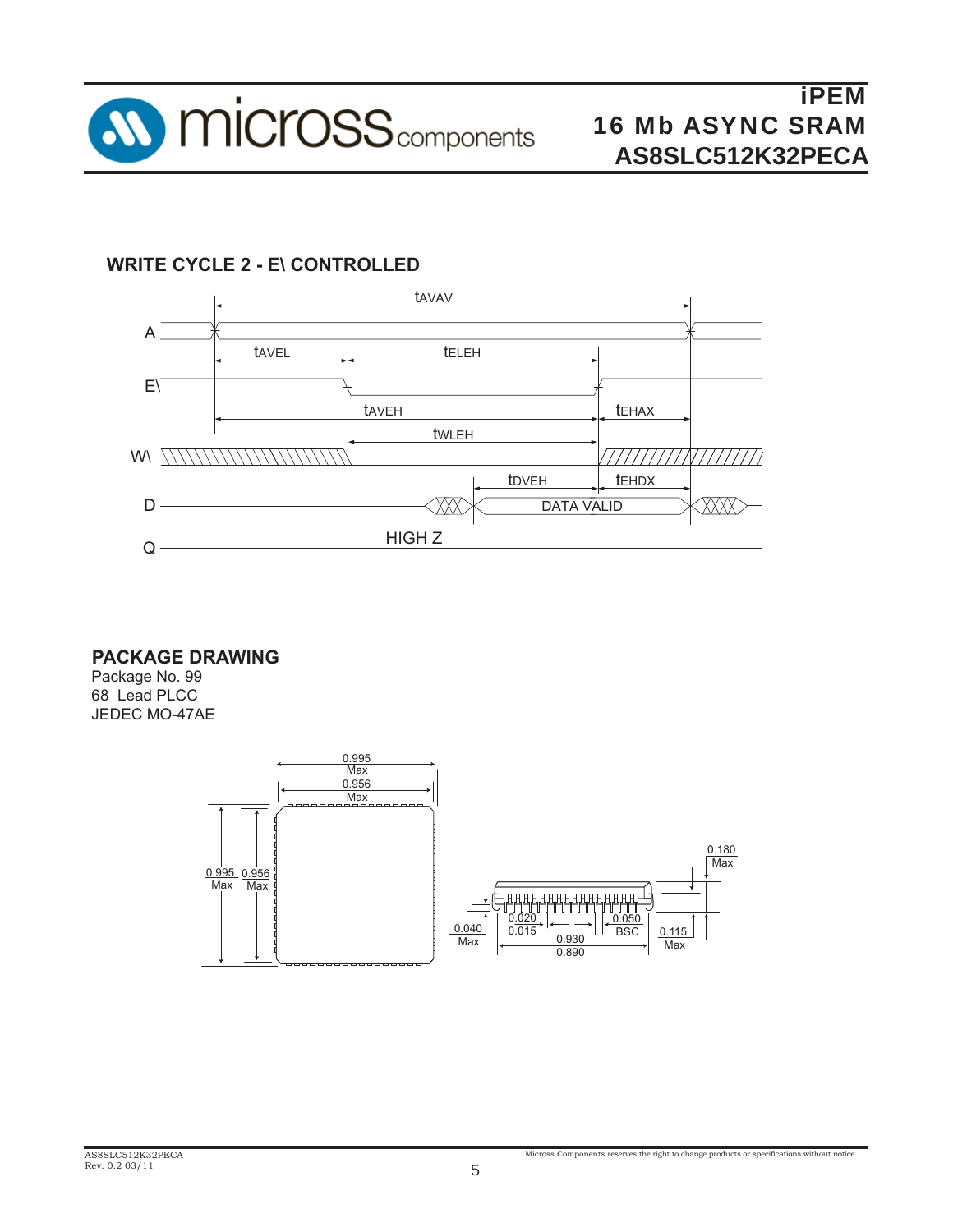## WRITE CYCLE 2 - E\ CONTROLLED

tAVAV

A

tAVEL tELEH

E\

tAVEH tEHAX

tWLEH

W\

tDVEH tEHDX

D DATA VALID

Q HIGH Z

## PACKAGE DRAWING

Package No. 99
68 Lead PLCC
JEDEC MO-47AE

0.995 Max
0.956 Max
0.995 Max
0.956 Max
0.180 Max
0.020
0.015
0.050 BSC
0.040 Max
0.930
0.890
0.115 Max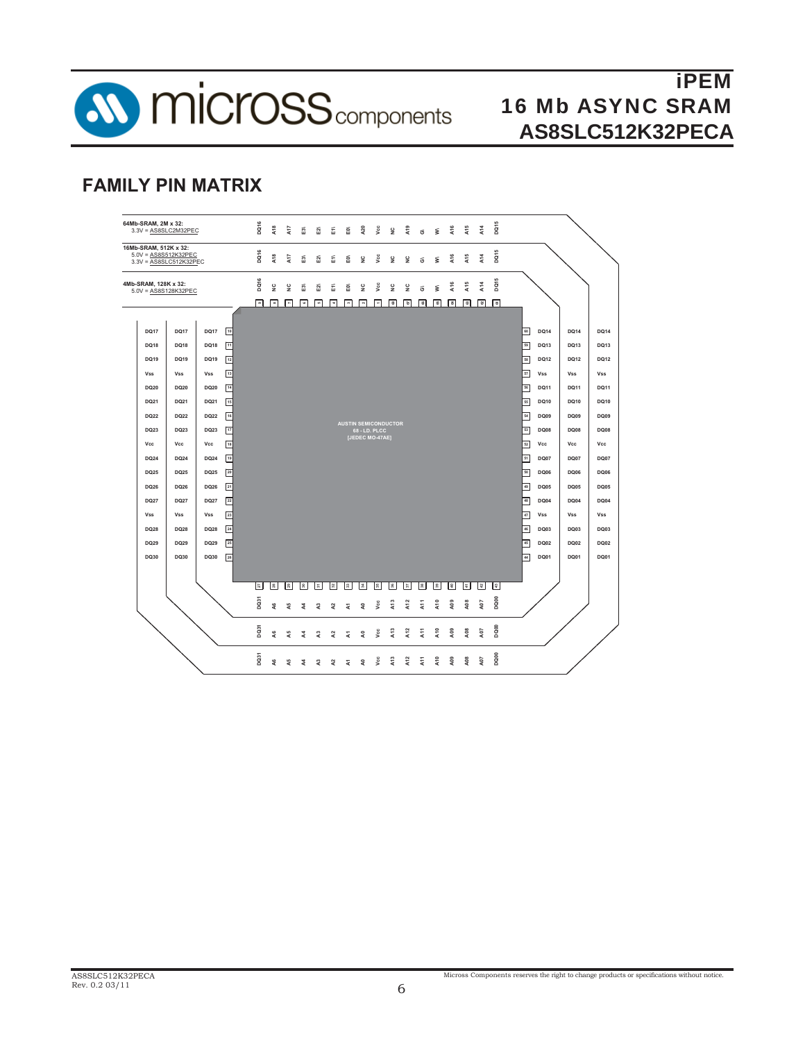## FAMILY PIN MATRIX

**64Mb-SRAM, 2M x 32:**
3.3V = AS8SLC2M32PEC

**16Mb-SRAM, 512K x 32:**
5.0V = AS8S512K32PEC
3.3V = AS8SLC512K32PEC

**4Mb-SRAM, 128K x 32:**
5.0V = AS8S128K32PEC

AUSTIN SEMICONDUCTOR
68 - LD. PLCC
[JEDEC MO-47AE]

**Top side (pins 9 to 1, then 68 to 61):**

| Pin | 9 | 8 | 7 | 6 | 5 | 4 | 3 | 2 | 1 | 68 | 67 | 66 | 65 | 64 | 63 | 62 | 61 |
|---|---|---|---|---|---|---|---|---|---|---|---|---|---|---|---|---|---|
| 64Mb (2M x 32) | DQ16 | A18 | A17 | E3\ | E2\ | E1\ | E0\ | A20 | Vcc | NC | A19 | G\ | W\ | A16 | A15 | A14 | DQ15 |
| 16Mb (512K x 32) | DQ16 | A18 | A17 | E3\ | E2\ | E1\ | E0\ | NC | Vcc | NC | NC | G\ | W\ | A16 | A15 | A14 | DQ15 |
| 4Mb (128K x 32) | DQ16 | NC | NC | E3\ | E2\ | E1\ | E0\ | NC | Vcc | NC | NC | G\ | W\ | A16 | A15 | A14 | DQ15 |

**Left side (pins 10 to 26):**

| Pin | 64Mb | 16Mb | 4Mb |
|---|---|---|---|
| 10 | DQ17 | DQ17 | DQ17 |
| 11 | DQ18 | DQ18 | DQ18 |
| 12 | DQ19 | DQ19 | DQ19 |
| 13 | Vss | Vss | Vss |
| 14 | DQ20 | DQ20 | DQ20 |
| 15 | DQ21 | DQ21 | DQ21 |
| 16 | DQ22 | DQ22 | DQ22 |
| 17 | DQ23 | DQ23 | DQ23 |
| 18 | Vcc | Vcc | Vcc |
| 19 | DQ24 | DQ24 | DQ24 |
| 20 | DQ25 | DQ25 | DQ25 |
| 21 | DQ26 | DQ26 | DQ26 |
| 22 | DQ27 | DQ27 | DQ27 |
| 23 | Vss | Vss | Vss |
| 24 | DQ28 | DQ28 | DQ28 |
| 25 | DQ29 | DQ29 | DQ29 |
| 26 | DQ30 | DQ30 | DQ30 |

**Right side (pins 60 to 44):**

| Pin | 64Mb | 16Mb | 4Mb |
|---|---|---|---|
| 60 | DQ14 | DQ14 | DQ14 |
| 59 | DQ13 | DQ13 | DQ13 |
| 58 | DQ12 | DQ12 | DQ12 |
| 57 | Vss | Vss | Vss |
| 56 | DQ11 | DQ11 | DQ11 |
| 55 | DQ10 | DQ10 | DQ10 |
| 54 | DQ09 | DQ09 | DQ09 |
| 53 | DQ08 | DQ08 | DQ08 |
| 52 | Vcc | Vcc | Vcc |
| 51 | DQ07 | DQ07 | DQ07 |
| 50 | DQ06 | DQ06 | DQ06 |
| 49 | DQ05 | DQ05 | DQ05 |
| 48 | DQ04 | DQ04 | DQ04 |
| 47 | Vss | Vss | Vss |
| 46 | DQ03 | DQ03 | DQ03 |
| 45 | DQ02 | DQ02 | DQ02 |
| 44 | DQ01 | DQ01 | DQ01 |

**Bottom side (pins 27 to 43):**

| Pin | 27 | 28 | 29 | 30 | 31 | 32 | 33 | 34 | 35 | 36 | 37 | 38 | 39 | 40 | 41 | 42 | 43 |
|---|---|---|---|---|---|---|---|---|---|---|---|---|---|---|---|---|---|
| 64Mb | DQ31 | A6 | A5 | A4 | A3 | A2 | A1 | A0 | Vcc | A13 | A12 | A11 | A10 | A09 | A08 | A07 | DQ00 |
| 16Mb | DQ31 | A6 | A5 | A4 | A3 | A2 | A1 | A0 | Vcc | A13 | A12 | A11 | A10 | A09 | A08 | A07 | DQ00 |
| 4Mb | DQ31 | A6 | A5 | A4 | A3 | A2 | A1 | A0 | Vcc | A13 | A12 | A11 | A10 | A09 | A08 | A07 | DQ00 |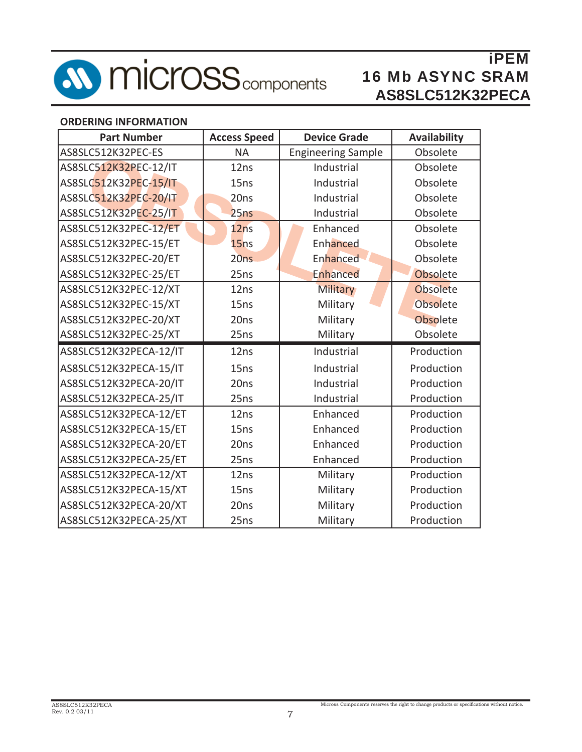## ORDERING INFORMATION

| Part Number | Access Speed | Device Grade | Availability |
|---|---|---|---|
| AS8SLC512K32PEC-ES | NA | Engineering Sample | Obsolete |
| AS8SLC512K32PEC-12/IT | 12ns | Industrial | Obsolete |
| AS8SLC512K32PEC-15/IT | 15ns | Industrial | Obsolete |
| AS8SLC512K32PEC-20/IT | 20ns | Industrial | Obsolete |
| AS8SLC512K32PEC-25/IT | 25ns | Industrial | Obsolete |
| AS8SLC512K32PEC-12/ET | 12ns | Enhanced | Obsolete |
| AS8SLC512K32PEC-15/ET | 15ns | Enhanced | Obsolete |
| AS8SLC512K32PEC-20/ET | 20ns | Enhanced | Obsolete |
| AS8SLC512K32PEC-25/ET | 25ns | Enhanced | Obsolete |
| AS8SLC512K32PEC-12/XT | 12ns | Military | Obsolete |
| AS8SLC512K32PEC-15/XT | 15ns | Military | Obsolete |
| AS8SLC512K32PEC-20/XT | 20ns | Military | Obsolete |
| AS8SLC512K32PEC-25/XT | 25ns | Military | Obsolete |
| AS8SLC512K32PECA-12/IT | 12ns | Industrial | Production |
| AS8SLC512K32PECA-15/IT | 15ns | Industrial | Production |
| AS8SLC512K32PECA-20/IT | 20ns | Industrial | Production |
| AS8SLC512K32PECA-25/IT | 25ns | Industrial | Production |
| AS8SLC512K32PECA-12/ET | 12ns | Enhanced | Production |
| AS8SLC512K32PECA-15/ET | 15ns | Enhanced | Production |
| AS8SLC512K32PECA-20/ET | 20ns | Enhanced | Production |
| AS8SLC512K32PECA-25/ET | 25ns | Enhanced | Production |
| AS8SLC512K32PECA-12/XT | 12ns | Military | Production |
| AS8SLC512K32PECA-15/XT | 15ns | Military | Production |
| AS8SLC512K32PECA-20/XT | 20ns | Military | Production |
| AS8SLC512K32PECA-25/XT | 25ns | Military | Production |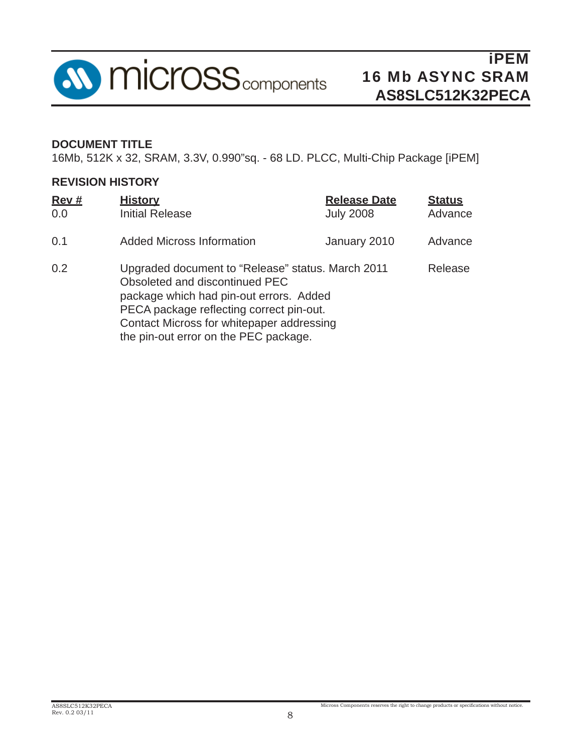**DOCUMENT TITLE**

16Mb, 512K x 32, SRAM, 3.3V, 0.990"sq. - 68 LD. PLCC, Multi-Chip Package [iPEM]

**REVISION HISTORY**

| Rev # | History | Release Date | Status |
|---|---|---|---|
| 0.0 | Initial Release | July 2008 | Advance |
| 0.1 | Added Micross Information | January 2010 | Advance |
| 0.2 | Upgraded document to "Release" status. Obsoleted and discontinued PEC package which had pin-out errors. Added PECA package reflecting correct pin-out. Contact Micross for whitepaper addressing the pin-out error on the PEC package. | March 2011 | Release |